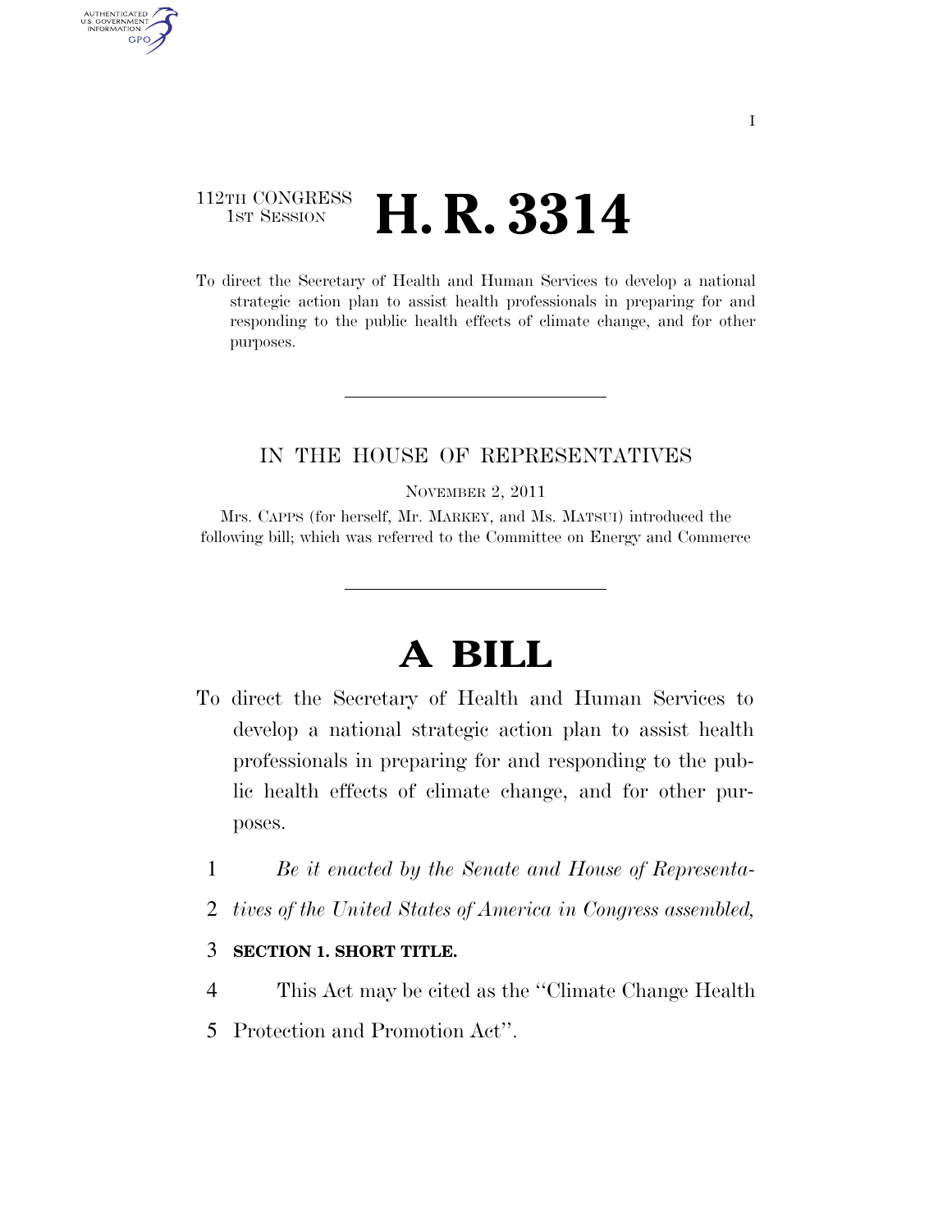112TH CONGRESS
1ST SESSION

# H. R. 3314

To direct the Secretary of Health and Human Services to develop a national strategic action plan to assist health professionals in preparing for and responding to the public health effects of climate change, and for other purposes.

IN THE HOUSE OF REPRESENTATIVES

NOVEMBER 2, 2011

Mrs. CAPPS (for herself, Mr. MARKEY, and Ms. MATSUI) introduced the following bill; which was referred to the Committee on Energy and Commerce

# A BILL

To direct the Secretary of Health and Human Services to develop a national strategic action plan to assist health professionals in preparing for and responding to the public health effects of climate change, and for other purposes.

1 *Be it enacted by the Senate and House of Representa-*
2 *tives of the United States of America in Congress assembled,*

3 **SECTION 1. SHORT TITLE.**

4 This Act may be cited as the ''Climate Change Health
5 Protection and Promotion Act''.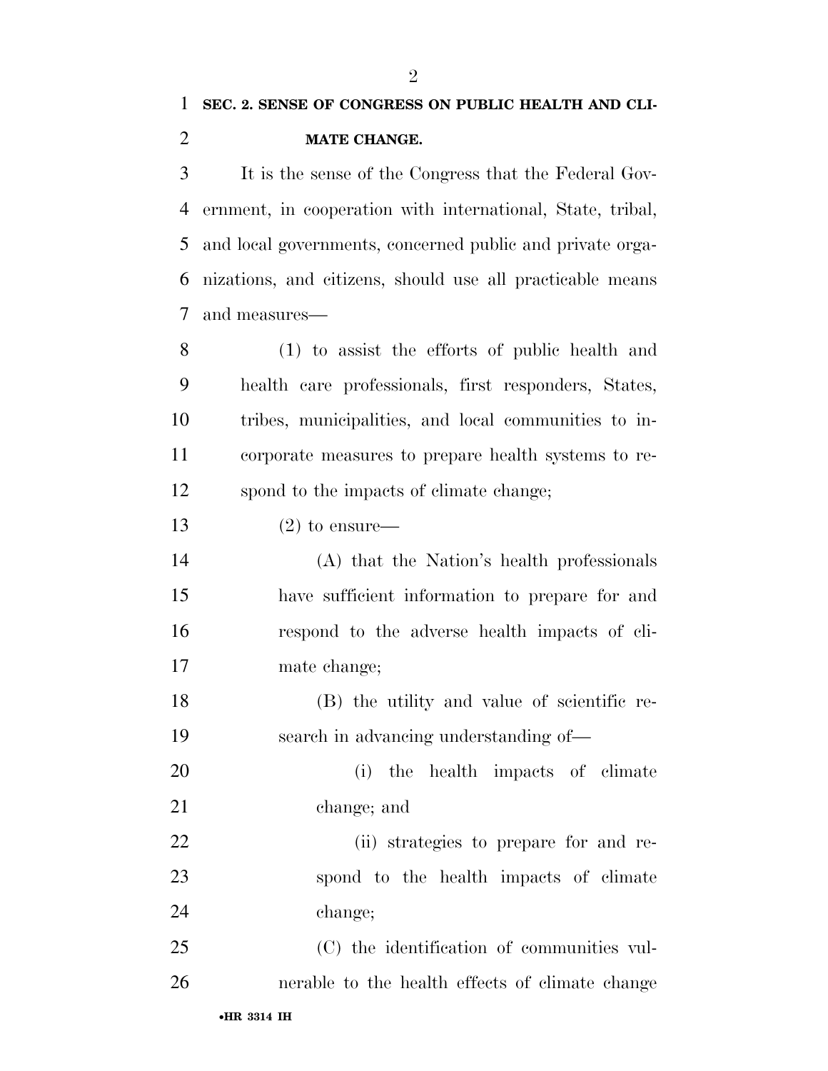**SEC. 2. SENSE OF CONGRESS ON PUBLIC HEALTH AND CLIMATE CHANGE.**

It is the sense of the Congress that the Federal Government, in cooperation with international, State, tribal, and local governments, concerned public and private organizations, and citizens, should use all practicable means and measures—

(1) to assist the efforts of public health and health care professionals, first responders, States, tribes, municipalities, and local communities to incorporate measures to prepare health systems to respond to the impacts of climate change;

(2) to ensure—

(A) that the Nation's health professionals have sufficient information to prepare for and respond to the adverse health impacts of climate change;

(B) the utility and value of scientific research in advancing understanding of—

(i) the health impacts of climate change; and

(ii) strategies to prepare for and respond to the health impacts of climate change;

(C) the identification of communities vulnerable to the health effects of climate change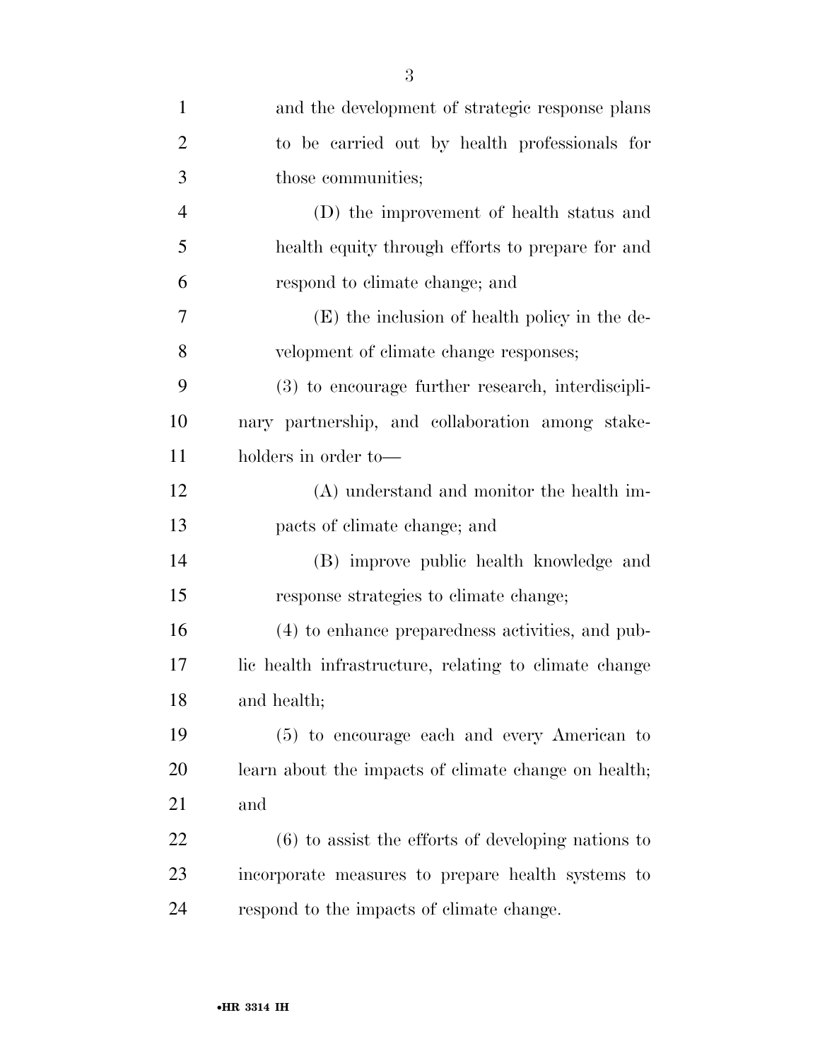and the development of strategic response plans to be carried out by health professionals for those communities;

(D) the improvement of health status and health equity through efforts to prepare for and respond to climate change; and

(E) the inclusion of health policy in the development of climate change responses;

(3) to encourage further research, interdisciplinary partnership, and collaboration among stakeholders in order to—

(A) understand and monitor the health impacts of climate change; and

(B) improve public health knowledge and response strategies to climate change;

(4) to enhance preparedness activities, and public health infrastructure, relating to climate change and health;

(5) to encourage each and every American to learn about the impacts of climate change on health; and

(6) to assist the efforts of developing nations to incorporate measures to prepare health systems to respond to the impacts of climate change.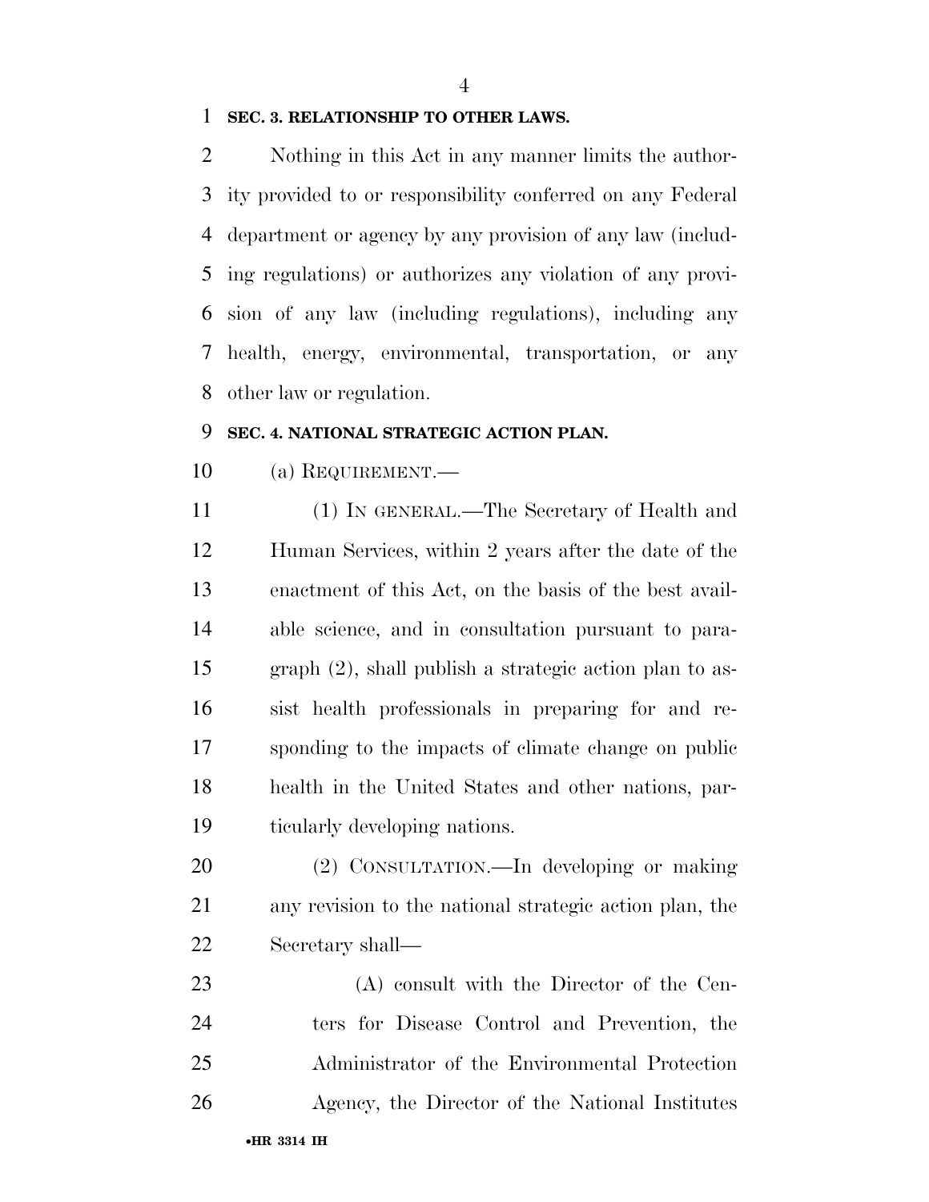**SEC. 3. RELATIONSHIP TO OTHER LAWS.**

Nothing in this Act in any manner limits the authority provided to or responsibility conferred on any Federal department or agency by any provision of any law (including regulations) or authorizes any violation of any provision of any law (including regulations), including any health, energy, environmental, transportation, or any other law or regulation.

**SEC. 4. NATIONAL STRATEGIC ACTION PLAN.**

(a) REQUIREMENT.—

(1) IN GENERAL.—The Secretary of Health and Human Services, within 2 years after the date of the enactment of this Act, on the basis of the best available science, and in consultation pursuant to paragraph (2), shall publish a strategic action plan to assist health professionals in preparing for and responding to the impacts of climate change on public health in the United States and other nations, particularly developing nations.

(2) CONSULTATION.—In developing or making any revision to the national strategic action plan, the Secretary shall—

(A) consult with the Director of the Centers for Disease Control and Prevention, the Administrator of the Environmental Protection Agency, the Director of the National Institutes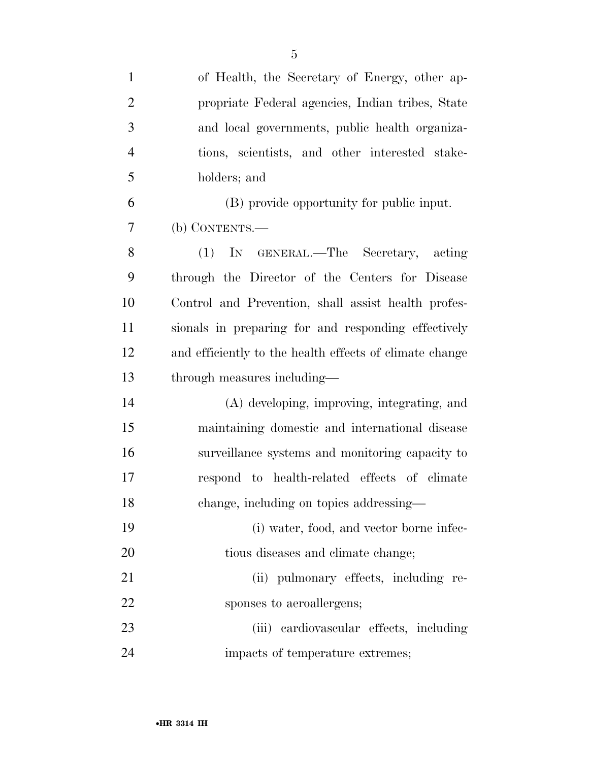of Health, the Secretary of Energy, other appropriate Federal agencies, Indian tribes, State and local governments, public health organizations, scientists, and other interested stakeholders; and

(B) provide opportunity for public input.

(b) CONTENTS.—

(1) IN GENERAL.—The Secretary, acting through the Director of the Centers for Disease Control and Prevention, shall assist health professionals in preparing for and responding effectively and efficiently to the health effects of climate change through measures including—

(A) developing, improving, integrating, and maintaining domestic and international disease surveillance systems and monitoring capacity to respond to health-related effects of climate change, including on topics addressing—

(i) water, food, and vector borne infectious diseases and climate change;

(ii) pulmonary effects, including responses to aeroallergens;

(iii) cardiovascular effects, including impacts of temperature extremes;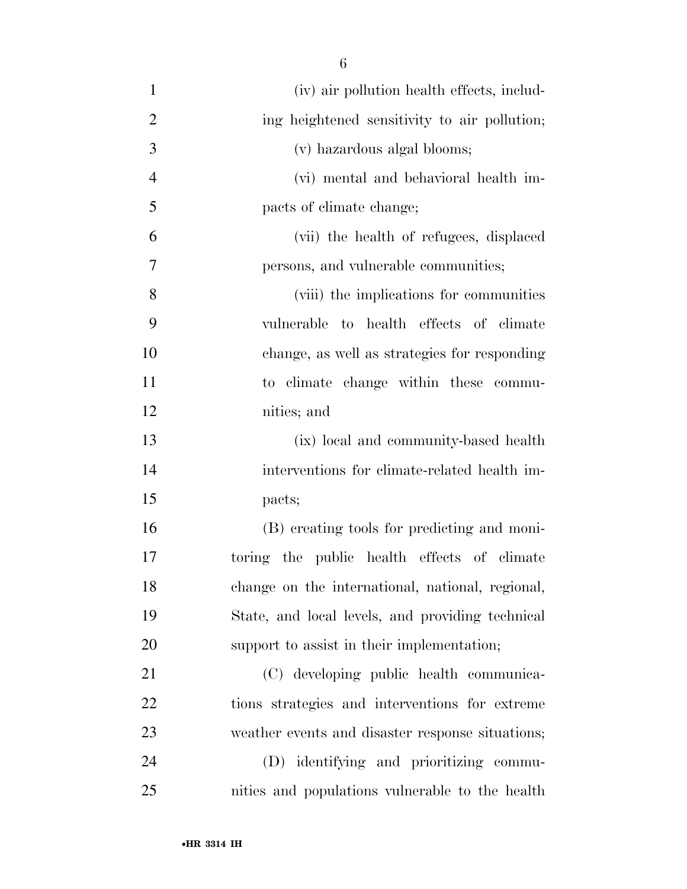(iv) air pollution health effects, including heightened sensitivity to air pollution;

(v) hazardous algal blooms;

(vi) mental and behavioral health impacts of climate change;

(vii) the health of refugees, displaced persons, and vulnerable communities;

(viii) the implications for communities vulnerable to health effects of climate change, as well as strategies for responding to climate change within these communities; and

(ix) local and community-based health interventions for climate-related health impacts;

(B) creating tools for predicting and monitoring the public health effects of climate change on the international, national, regional, State, and local levels, and providing technical support to assist in their implementation;

(C) developing public health communications strategies and interventions for extreme weather events and disaster response situations;

(D) identifying and prioritizing communities and populations vulnerable to the health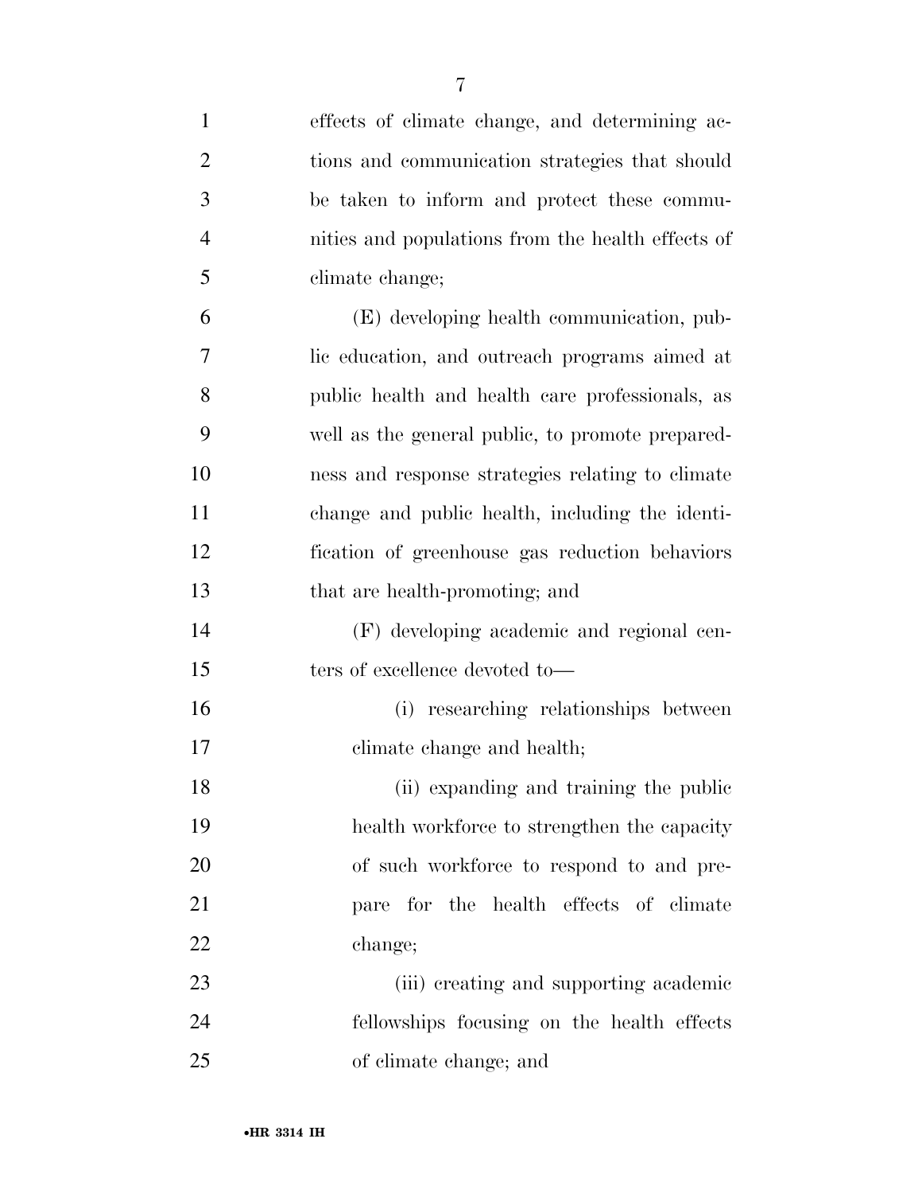effects of climate change, and determining actions and communication strategies that should be taken to inform and protect these communities and populations from the health effects of climate change;

(E) developing health communication, public education, and outreach programs aimed at public health and health care professionals, as well as the general public, to promote preparedness and response strategies relating to climate change and public health, including the identification of greenhouse gas reduction behaviors that are health-promoting; and

(F) developing academic and regional centers of excellence devoted to—

(i) researching relationships between climate change and health;

(ii) expanding and training the public health workforce to strengthen the capacity of such workforce to respond to and prepare for the health effects of climate change;

(iii) creating and supporting academic fellowships focusing on the health effects of climate change; and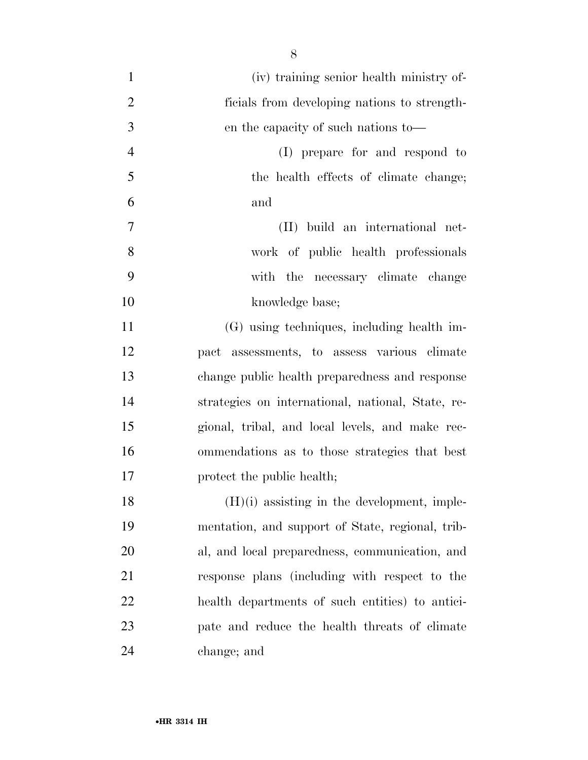(iv) training senior health ministry officials from developing nations to strengthen the capacity of such nations to—

(I) prepare for and respond to the health effects of climate change; and

(II) build an international network of public health professionals with the necessary climate change knowledge base;

(G) using techniques, including health impact assessments, to assess various climate change public health preparedness and response strategies on international, national, State, regional, tribal, and local levels, and make recommendations as to those strategies that best protect the public health;

(H)(i) assisting in the development, implementation, and support of State, regional, tribal, and local preparedness, communication, and response plans (including with respect to the health departments of such entities) to anticipate and reduce the health threats of climate change; and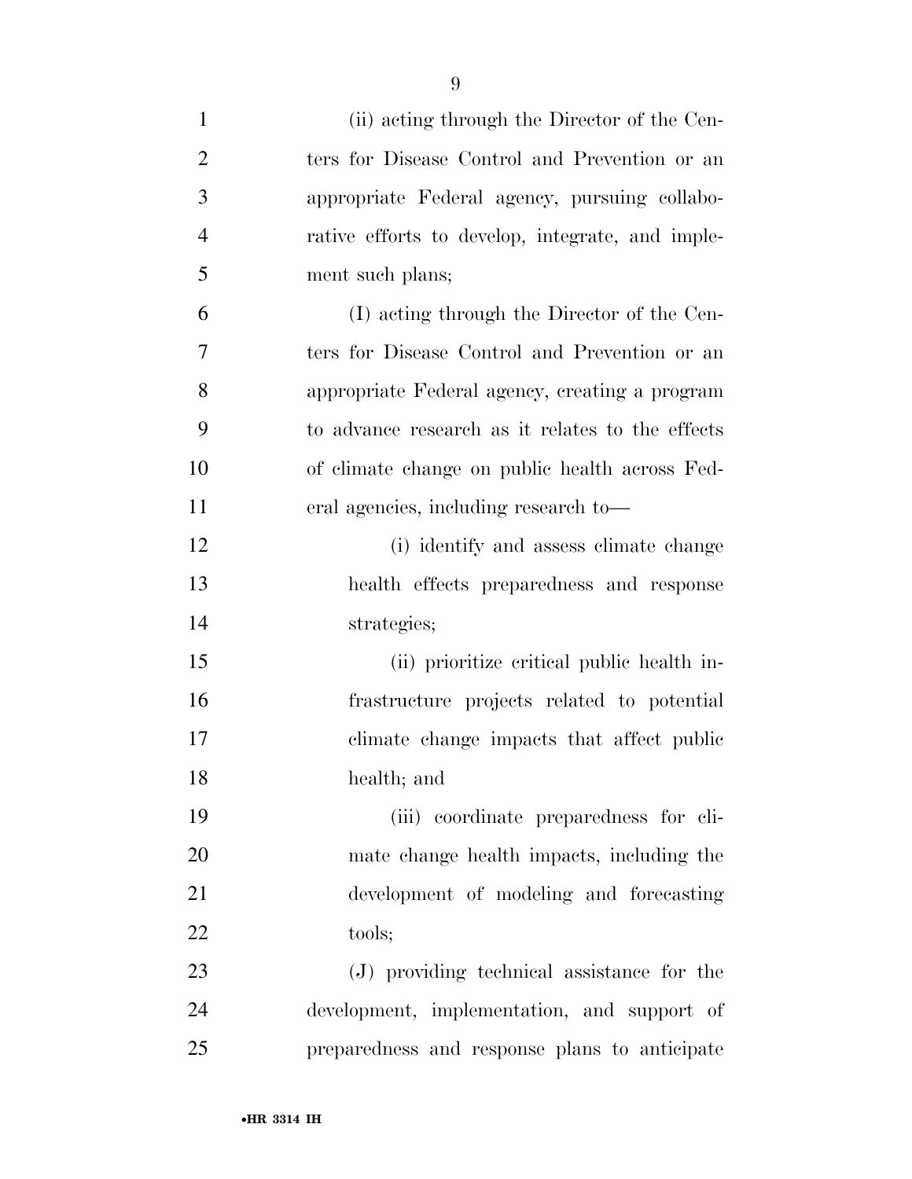(ii) acting through the Director of the Centers for Disease Control and Prevention or an appropriate Federal agency, pursuing collaborative efforts to develop, integrate, and implement such plans;

(I) acting through the Director of the Centers for Disease Control and Prevention or an appropriate Federal agency, creating a program to advance research as it relates to the effects of climate change on public health across Federal agencies, including research to—

(i) identify and assess climate change health effects preparedness and response strategies;

(ii) prioritize critical public health infrastructure projects related to potential climate change impacts that affect public health; and

(iii) coordinate preparedness for climate change health impacts, including the development of modeling and forecasting tools;

(J) providing technical assistance for the development, implementation, and support of preparedness and response plans to anticipate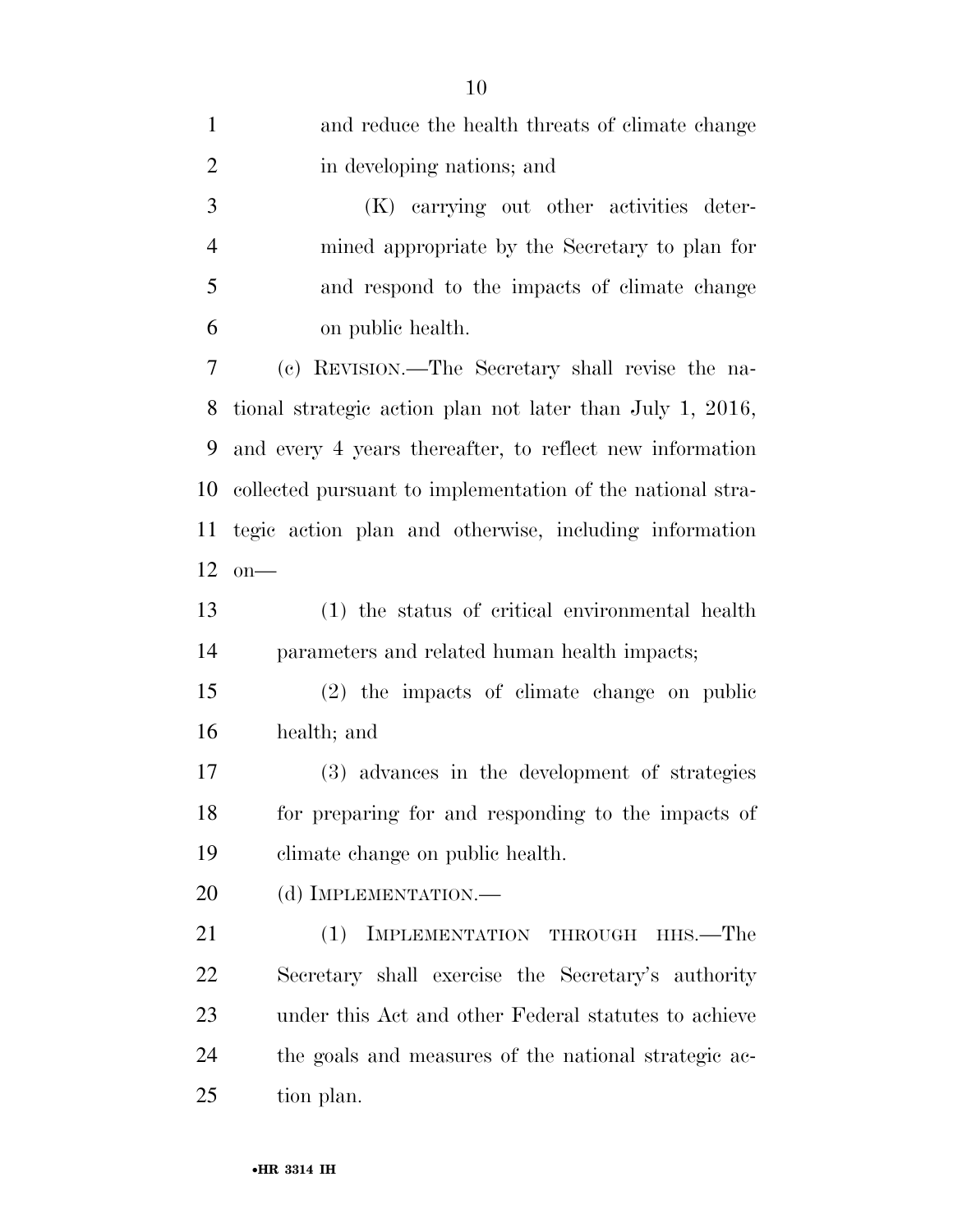and reduce the health threats of climate change in developing nations; and

(K) carrying out other activities determined appropriate by the Secretary to plan for and respond to the impacts of climate change on public health.

(c) REVISION.—The Secretary shall revise the national strategic action plan not later than July 1, 2016, and every 4 years thereafter, to reflect new information collected pursuant to implementation of the national strategic action plan and otherwise, including information on—

(1) the status of critical environmental health parameters and related human health impacts;

(2) the impacts of climate change on public health; and

(3) advances in the development of strategies for preparing for and responding to the impacts of climate change on public health.

(d) IMPLEMENTATION.—

(1) IMPLEMENTATION THROUGH HHS.—The Secretary shall exercise the Secretary's authority under this Act and other Federal statutes to achieve the goals and measures of the national strategic action plan.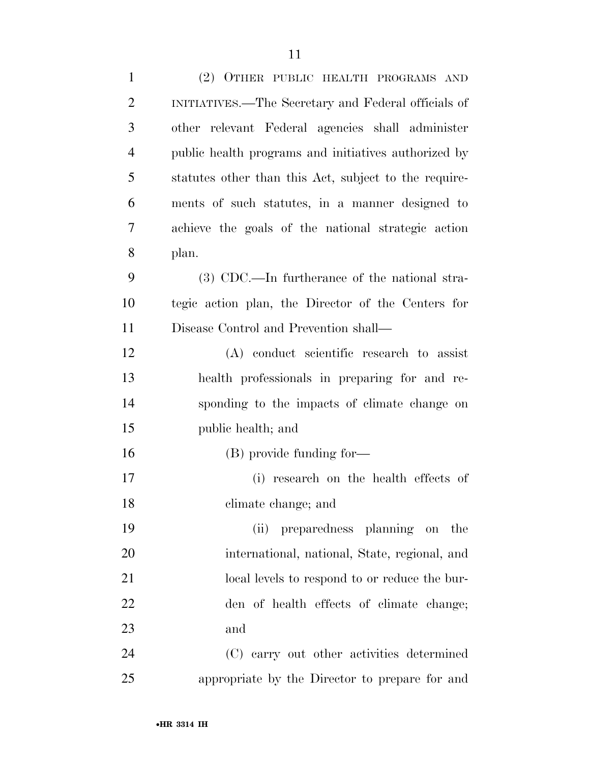(2) OTHER PUBLIC HEALTH PROGRAMS AND INITIATIVES.—The Secretary and Federal officials of other relevant Federal agencies shall administer public health programs and initiatives authorized by statutes other than this Act, subject to the requirements of such statutes, in a manner designed to achieve the goals of the national strategic action plan.

(3) CDC.—In furtherance of the national strategic action plan, the Director of the Centers for Disease Control and Prevention shall—

(A) conduct scientific research to assist health professionals in preparing for and responding to the impacts of climate change on public health; and

(B) provide funding for—

(i) research on the health effects of climate change; and

(ii) preparedness planning on the international, national, State, regional, and local levels to respond to or reduce the burden of health effects of climate change; and

(C) carry out other activities determined appropriate by the Director to prepare for and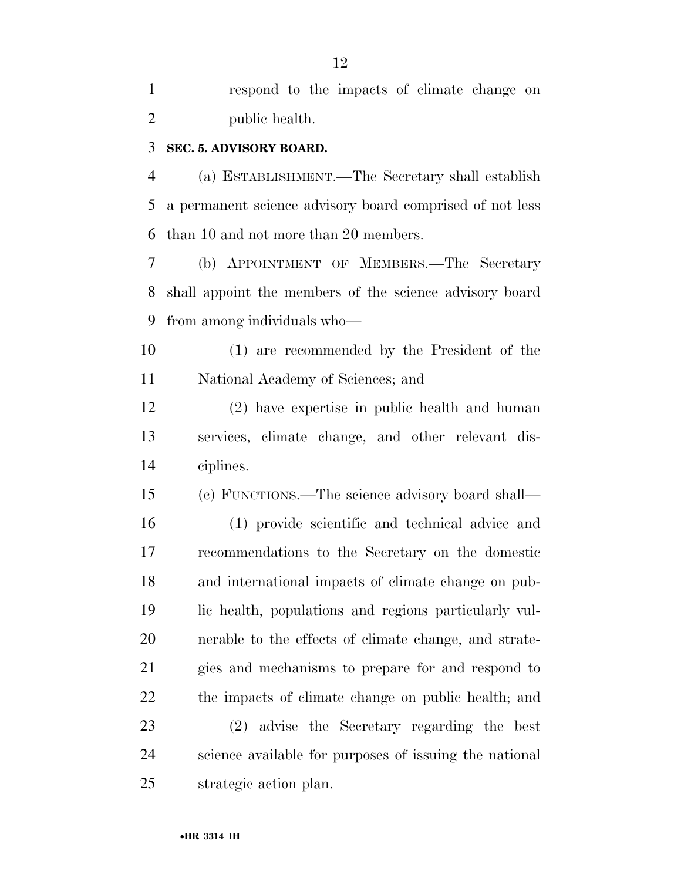respond to the impacts of climate change on public health.

### SEC. 5. ADVISORY BOARD.

(a) ESTABLISHMENT.—The Secretary shall establish a permanent science advisory board comprised of not less than 10 and not more than 20 members.

(b) APPOINTMENT OF MEMBERS.—The Secretary shall appoint the members of the science advisory board from among individuals who—

(1) are recommended by the President of the National Academy of Sciences; and

(2) have expertise in public health and human services, climate change, and other relevant disciplines.

(c) FUNCTIONS.—The science advisory board shall—

(1) provide scientific and technical advice and recommendations to the Secretary on the domestic and international impacts of climate change on public health, populations and regions particularly vulnerable to the effects of climate change, and strategies and mechanisms to prepare for and respond to the impacts of climate change on public health; and

(2) advise the Secretary regarding the best science available for purposes of issuing the national strategic action plan.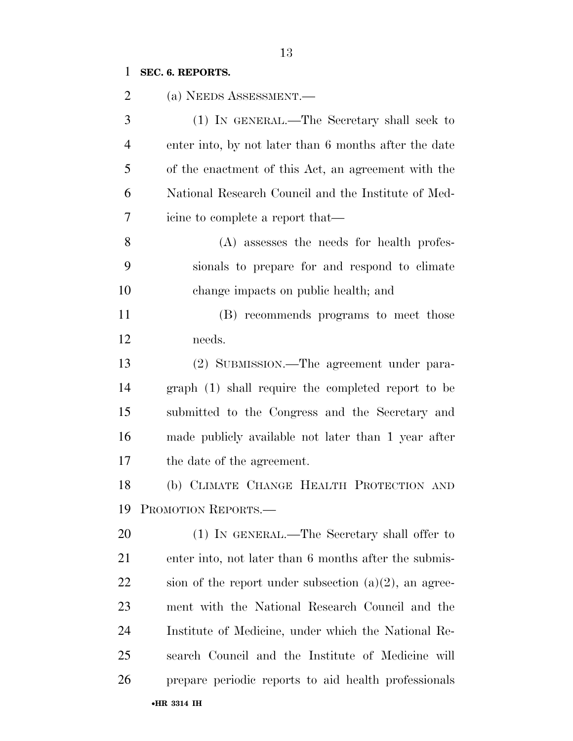**SEC. 6. REPORTS.**

(a) NEEDS ASSESSMENT.—

(1) IN GENERAL.—The Secretary shall seek to enter into, by not later than 6 months after the date of the enactment of this Act, an agreement with the National Research Council and the Institute of Medicine to complete a report that—

(A) assesses the needs for health professionals to prepare for and respond to climate change impacts on public health; and

(B) recommends programs to meet those needs.

(2) SUBMISSION.—The agreement under paragraph (1) shall require the completed report to be submitted to the Congress and the Secretary and made publicly available not later than 1 year after the date of the agreement.

(b) CLIMATE CHANGE HEALTH PROTECTION AND PROMOTION REPORTS.—

(1) IN GENERAL.—The Secretary shall offer to enter into, not later than 6 months after the submission of the report under subsection (a)(2), an agreement with the National Research Council and the Institute of Medicine, under which the National Research Council and the Institute of Medicine will prepare periodic reports to aid health professionals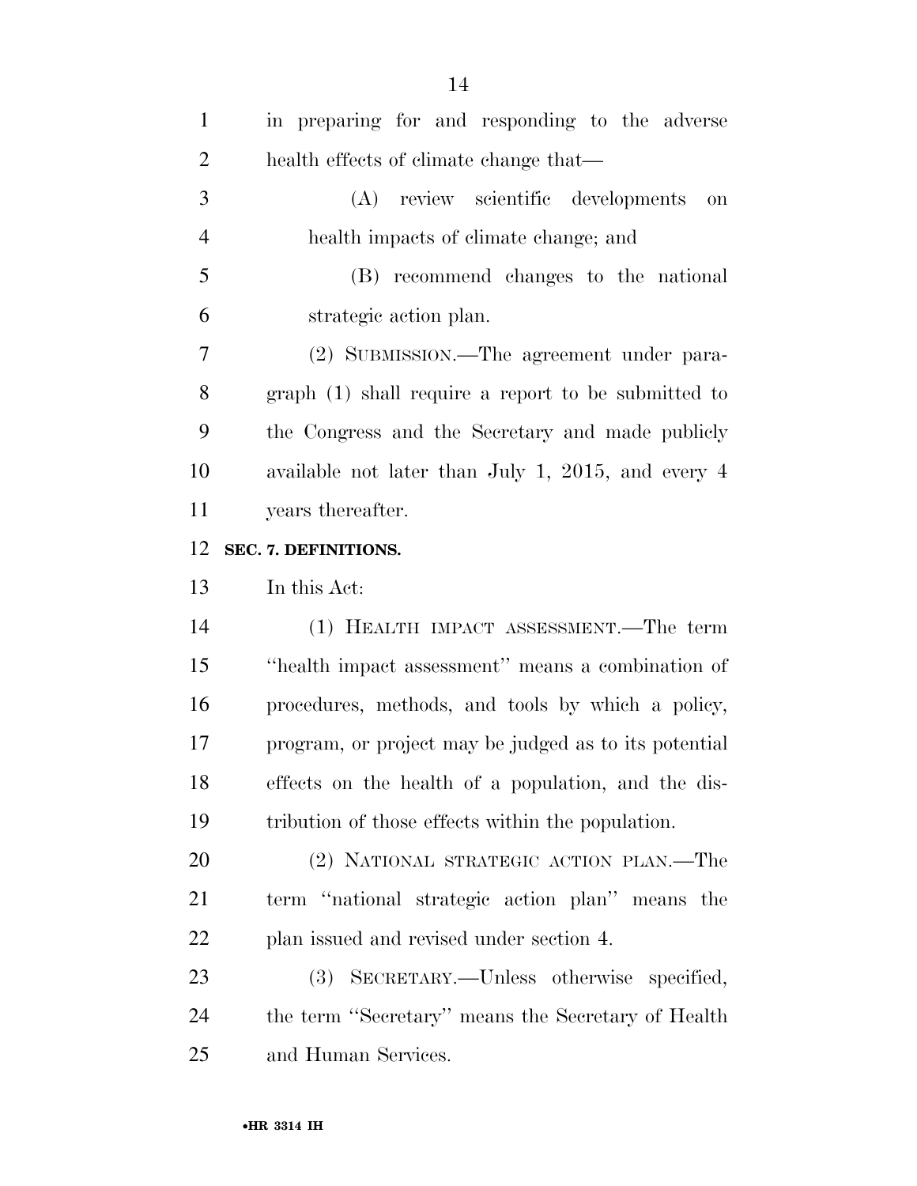in preparing for and responding to the adverse health effects of climate change that—

(A) review scientific developments on health impacts of climate change; and

(B) recommend changes to the national strategic action plan.

(2) SUBMISSION.—The agreement under paragraph (1) shall require a report to be submitted to the Congress and the Secretary and made publicly available not later than July 1, 2015, and every 4 years thereafter.

## SEC. 7. DEFINITIONS.

In this Act:

(1) HEALTH IMPACT ASSESSMENT.—The term ''health impact assessment'' means a combination of procedures, methods, and tools by which a policy, program, or project may be judged as to its potential effects on the health of a population, and the distribution of those effects within the population.

(2) NATIONAL STRATEGIC ACTION PLAN.—The term ''national strategic action plan'' means the plan issued and revised under section 4.

(3) SECRETARY.—Unless otherwise specified, the term ''Secretary'' means the Secretary of Health and Human Services.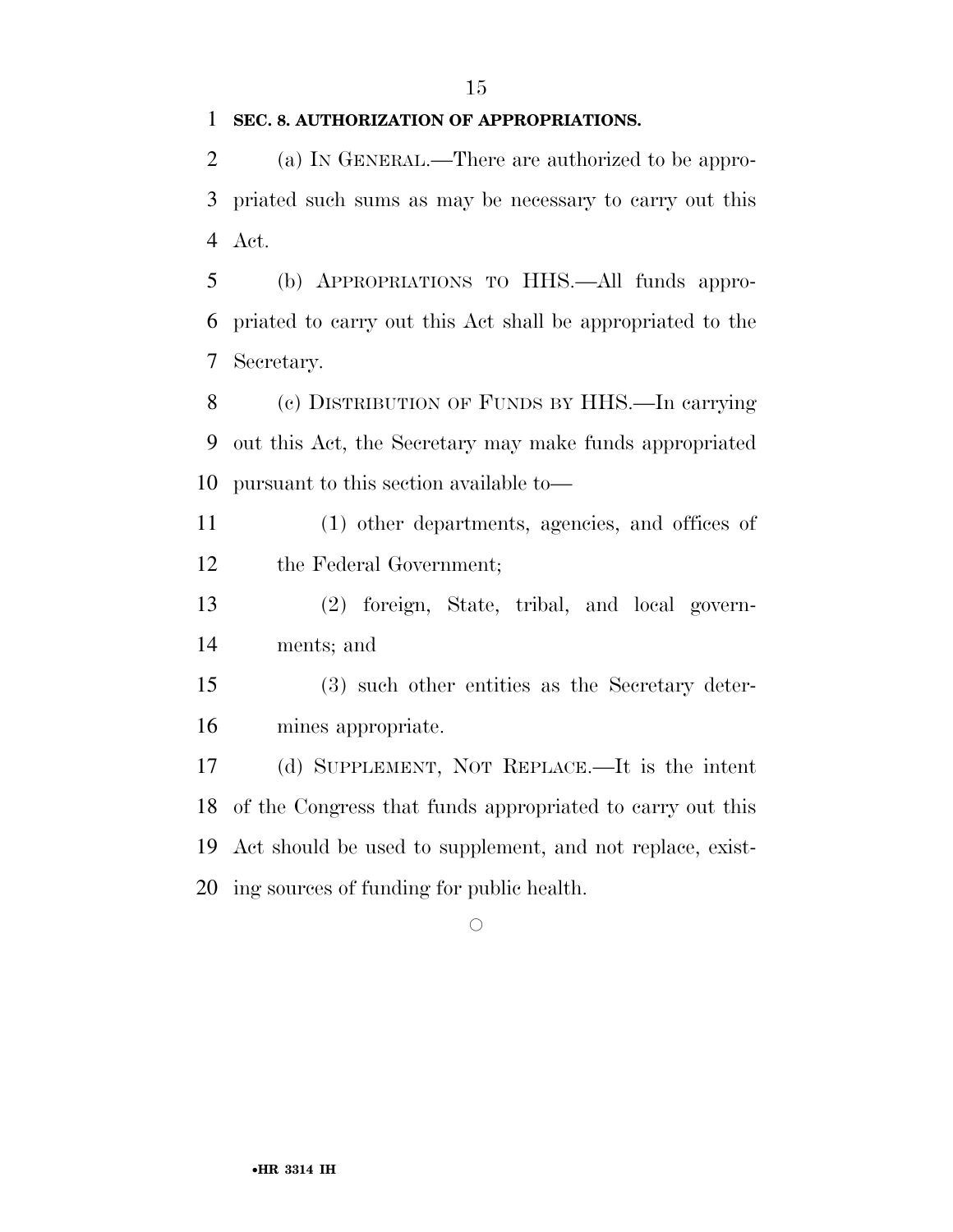**SEC. 8. AUTHORIZATION OF APPROPRIATIONS.**

(a) IN GENERAL.—There are authorized to be appropriated such sums as may be necessary to carry out this Act.

(b) APPROPRIATIONS TO HHS.—All funds appropriated to carry out this Act shall be appropriated to the Secretary.

(c) DISTRIBUTION OF FUNDS BY HHS.—In carrying out this Act, the Secretary may make funds appropriated pursuant to this section available to—

(1) other departments, agencies, and offices of the Federal Government;

(2) foreign, State, tribal, and local governments; and

(3) such other entities as the Secretary determines appropriate.

(d) SUPPLEMENT, NOT REPLACE.—It is the intent of the Congress that funds appropriated to carry out this Act should be used to supplement, and not replace, existing sources of funding for public health.

○